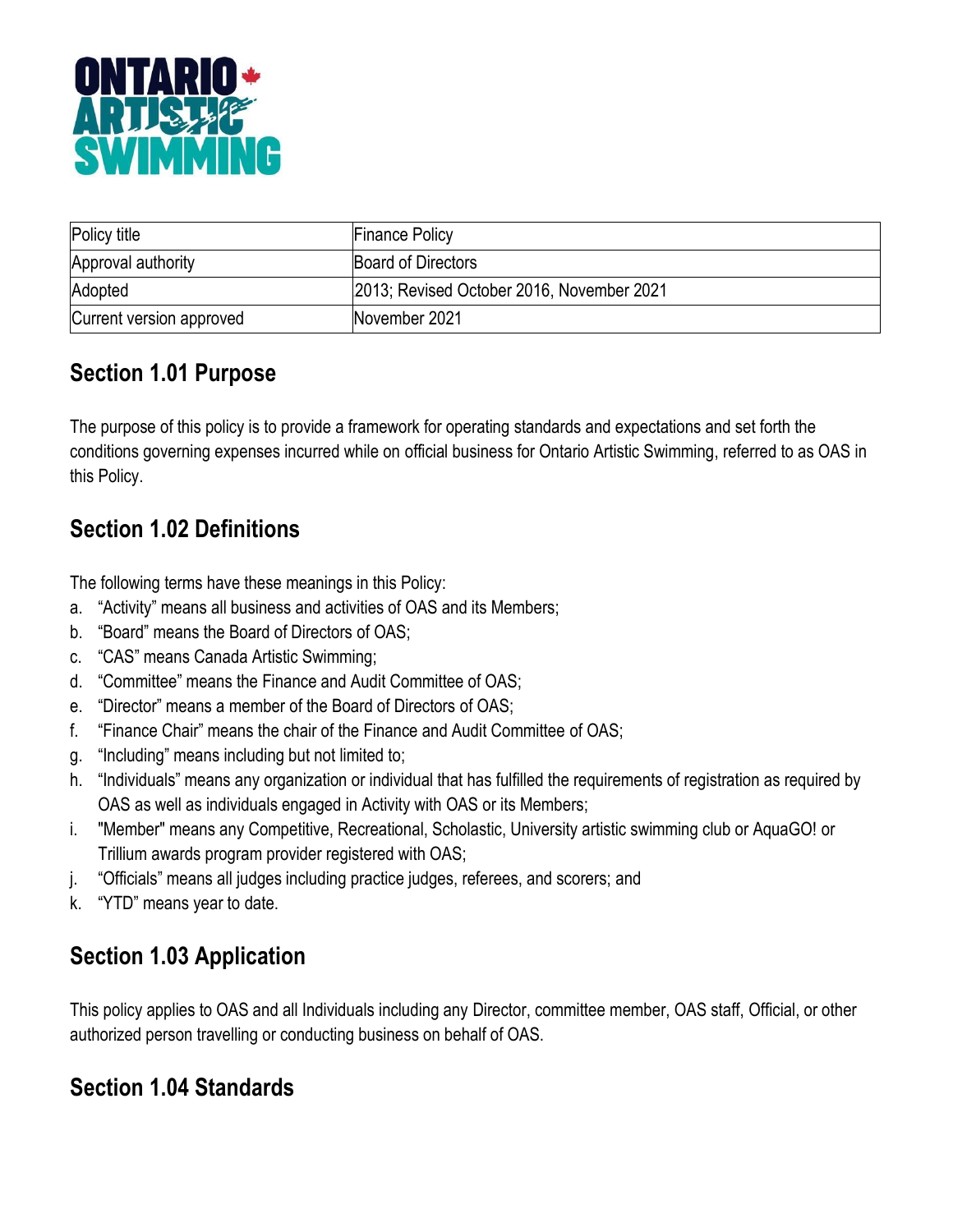| Policy title | Finance Policy |
|---|---|
| Approval authority | Board of Directors |
| Adopted | 2013; Revised October 2016, November 2021 |
| Current version approved | November 2021 |

## Section 1.01 Purpose

The purpose of this policy is to provide a framework for operating standards and expectations and set forth the conditions governing expenses incurred while on official business for Ontario Artistic Swimming, referred to as OAS in this Policy.

## Section 1.02 Definitions

The following terms have these meanings in this Policy:

a. "Activity" means all business and activities of OAS and its Members;
b. "Board" means the Board of Directors of OAS;
c. "CAS" means Canada Artistic Swimming;
d. "Committee" means the Finance and Audit Committee of OAS;
e. "Director" means a member of the Board of Directors of OAS;
f. "Finance Chair" means the chair of the Finance and Audit Committee of OAS;
g. "Including" means including but not limited to;
h. "Individuals" means any organization or individual that has fulfilled the requirements of registration as required by OAS as well as individuals engaged in Activity with OAS or its Members;
i. "Member" means any Competitive, Recreational, Scholastic, University artistic swimming club or AquaGO! or Trillium awards program provider registered with OAS;
j. "Officials" means all judges including practice judges, referees, and scorers; and
k. "YTD" means year to date.

## Section 1.03 Application

This policy applies to OAS and all Individuals including any Director, committee member, OAS staff, Official, or other authorized person travelling or conducting business on behalf of OAS.

## Section 1.04 Standards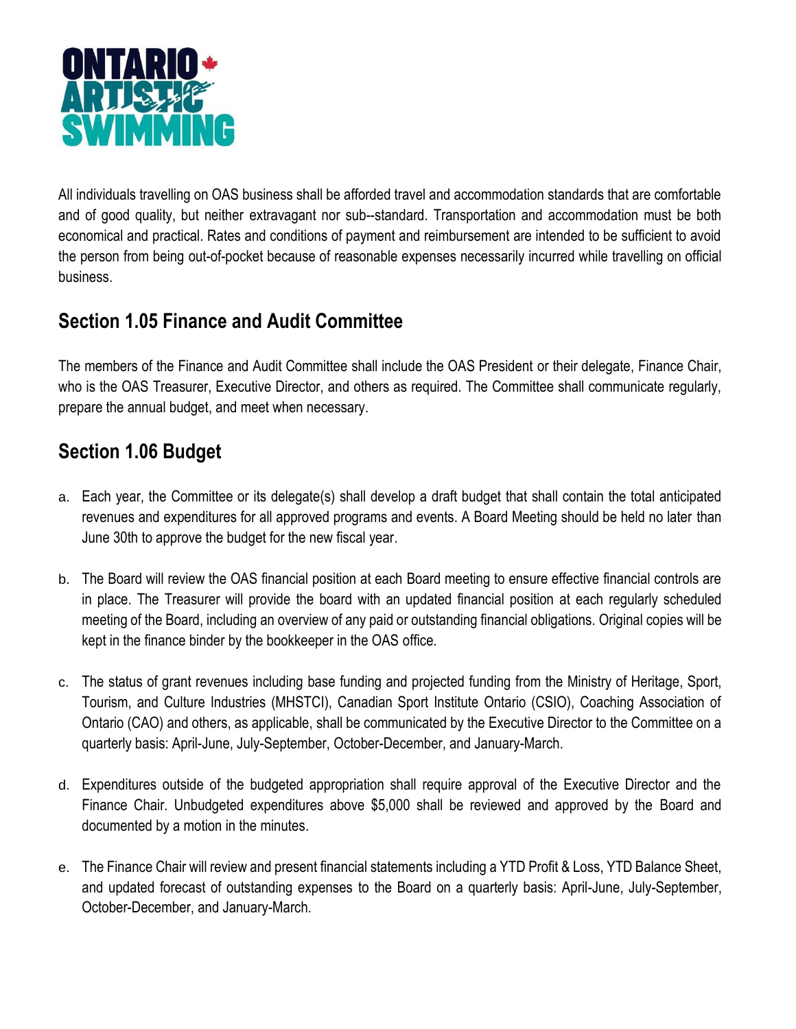All individuals travelling on OAS business shall be afforded travel and accommodation standards that are comfortable and of good quality, but neither extravagant nor sub--standard. Transportation and accommodation must be both economical and practical. Rates and conditions of payment and reimbursement are intended to be sufficient to avoid the person from being out-of-pocket because of reasonable expenses necessarily incurred while travelling on official business.

## Section 1.05 Finance and Audit Committee

The members of the Finance and Audit Committee shall include the OAS President or their delegate, Finance Chair, who is the OAS Treasurer, Executive Director, and others as required. The Committee shall communicate regularly, prepare the annual budget, and meet when necessary.

## Section 1.06 Budget

a. Each year, the Committee or its delegate(s) shall develop a draft budget that shall contain the total anticipated revenues and expenditures for all approved programs and events. A Board Meeting should be held no later than June 30th to approve the budget for the new fiscal year.

b. The Board will review the OAS financial position at each Board meeting to ensure effective financial controls are in place. The Treasurer will provide the board with an updated financial position at each regularly scheduled meeting of the Board, including an overview of any paid or outstanding financial obligations. Original copies will be kept in the finance binder by the bookkeeper in the OAS office.

c. The status of grant revenues including base funding and projected funding from the Ministry of Heritage, Sport, Tourism, and Culture Industries (MHSTCI), Canadian Sport Institute Ontario (CSIO), Coaching Association of Ontario (CAO) and others, as applicable, shall be communicated by the Executive Director to the Committee on a quarterly basis: April-June, July-September, October-December, and January-March.

d. Expenditures outside of the budgeted appropriation shall require approval of the Executive Director and the Finance Chair. Unbudgeted expenditures above $5,000 shall be reviewed and approved by the Board and documented by a motion in the minutes.

e. The Finance Chair will review and present financial statements including a YTD Profit & Loss, YTD Balance Sheet, and updated forecast of outstanding expenses to the Board on a quarterly basis: April-June, July-September, October-December, and January-March.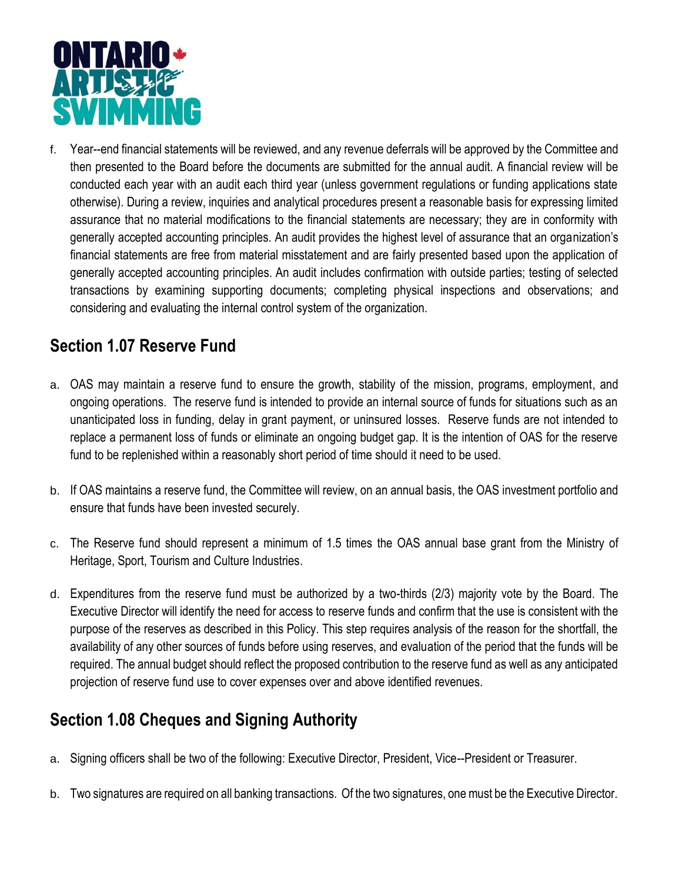f. Year--end financial statements will be reviewed, and any revenue deferrals will be approved by the Committee and then presented to the Board before the documents are submitted for the annual audit. A financial review will be conducted each year with an audit each third year (unless government regulations or funding applications state otherwise). During a review, inquiries and analytical procedures present a reasonable basis for expressing limited assurance that no material modifications to the financial statements are necessary; they are in conformity with generally accepted accounting principles. An audit provides the highest level of assurance that an organization's financial statements are free from material misstatement and are fairly presented based upon the application of generally accepted accounting principles. An audit includes confirmation with outside parties; testing of selected transactions by examining supporting documents; completing physical inspections and observations; and considering and evaluating the internal control system of the organization.

## Section 1.07 Reserve Fund

a. OAS may maintain a reserve fund to ensure the growth, stability of the mission, programs, employment, and ongoing operations. The reserve fund is intended to provide an internal source of funds for situations such as an unanticipated loss in funding, delay in grant payment, or uninsured losses. Reserve funds are not intended to replace a permanent loss of funds or eliminate an ongoing budget gap. It is the intention of OAS for the reserve fund to be replenished within a reasonably short period of time should it need to be used.

b. If OAS maintains a reserve fund, the Committee will review, on an annual basis, the OAS investment portfolio and ensure that funds have been invested securely.

c. The Reserve fund should represent a minimum of 1.5 times the OAS annual base grant from the Ministry of Heritage, Sport, Tourism and Culture Industries.

d. Expenditures from the reserve fund must be authorized by a two-thirds (2/3) majority vote by the Board. The Executive Director will identify the need for access to reserve funds and confirm that the use is consistent with the purpose of the reserves as described in this Policy. This step requires analysis of the reason for the shortfall, the availability of any other sources of funds before using reserves, and evaluation of the period that the funds will be required. The annual budget should reflect the proposed contribution to the reserve fund as well as any anticipated projection of reserve fund use to cover expenses over and above identified revenues.

## Section 1.08 Cheques and Signing Authority

a. Signing officers shall be two of the following: Executive Director, President, Vice--President or Treasurer.

b. Two signatures are required on all banking transactions. Of the two signatures, one must be the Executive Director.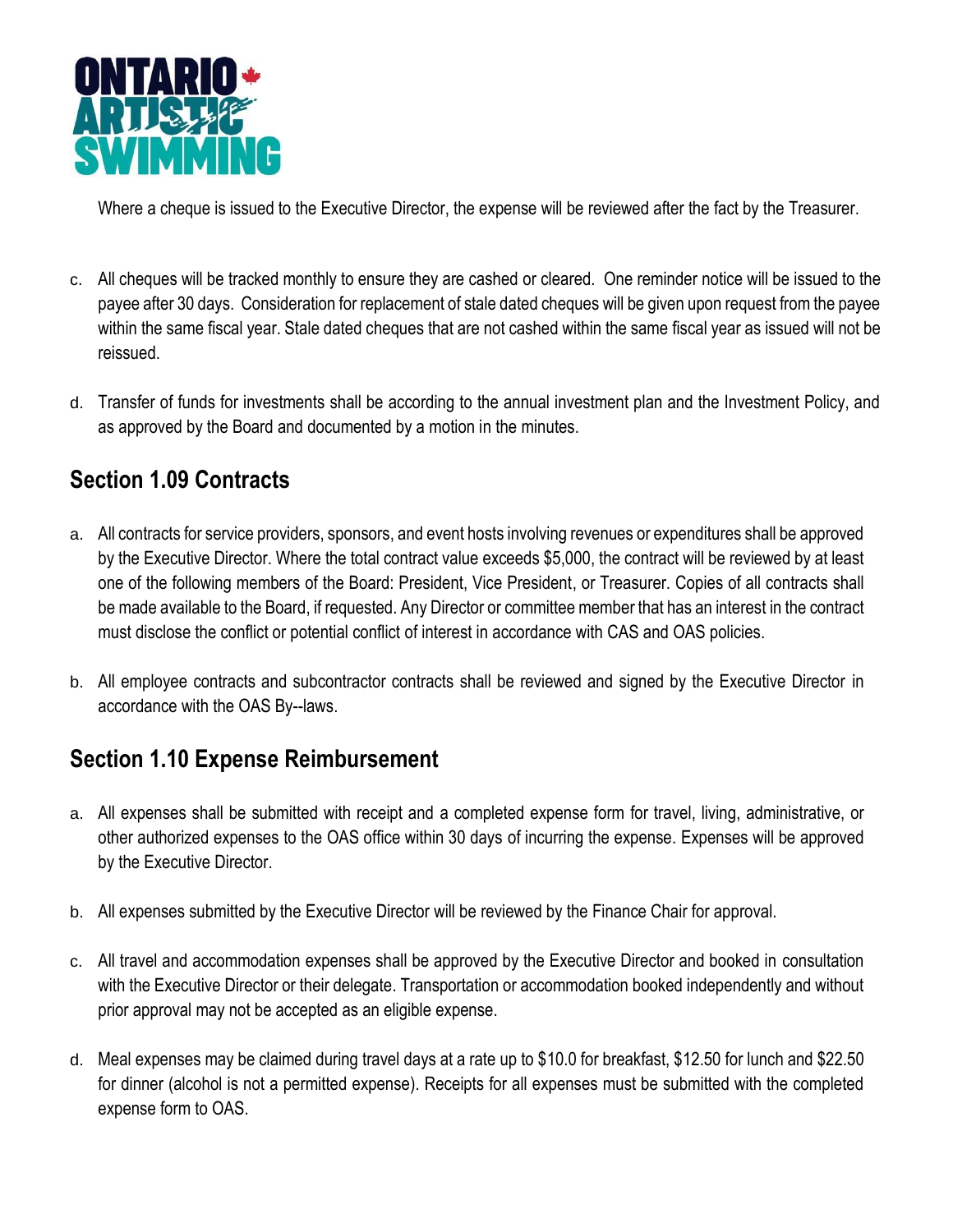Where a cheque is issued to the Executive Director, the expense will be reviewed after the fact by the Treasurer.

c. All cheques will be tracked monthly to ensure they are cashed or cleared. One reminder notice will be issued to the payee after 30 days. Consideration for replacement of stale dated cheques will be given upon request from the payee within the same fiscal year. Stale dated cheques that are not cashed within the same fiscal year as issued will not be reissued.

d. Transfer of funds for investments shall be according to the annual investment plan and the Investment Policy, and as approved by the Board and documented by a motion in the minutes.

## Section 1.09 Contracts

a. All contracts for service providers, sponsors, and event hosts involving revenues or expenditures shall be approved by the Executive Director. Where the total contract value exceeds $5,000, the contract will be reviewed by at least one of the following members of the Board: President, Vice President, or Treasurer. Copies of all contracts shall be made available to the Board, if requested. Any Director or committee member that has an interest in the contract must disclose the conflict or potential conflict of interest in accordance with CAS and OAS policies.

b. All employee contracts and subcontractor contracts shall be reviewed and signed by the Executive Director in accordance with the OAS By--laws.

## Section 1.10 Expense Reimbursement

a. All expenses shall be submitted with receipt and a completed expense form for travel, living, administrative, or other authorized expenses to the OAS office within 30 days of incurring the expense. Expenses will be approved by the Executive Director.

b. All expenses submitted by the Executive Director will be reviewed by the Finance Chair for approval.

c. All travel and accommodation expenses shall be approved by the Executive Director and booked in consultation with the Executive Director or their delegate. Transportation or accommodation booked independently and without prior approval may not be accepted as an eligible expense.

d. Meal expenses may be claimed during travel days at a rate up to $10.0 for breakfast, $12.50 for lunch and $22.50 for dinner (alcohol is not a permitted expense). Receipts for all expenses must be submitted with the completed expense form to OAS.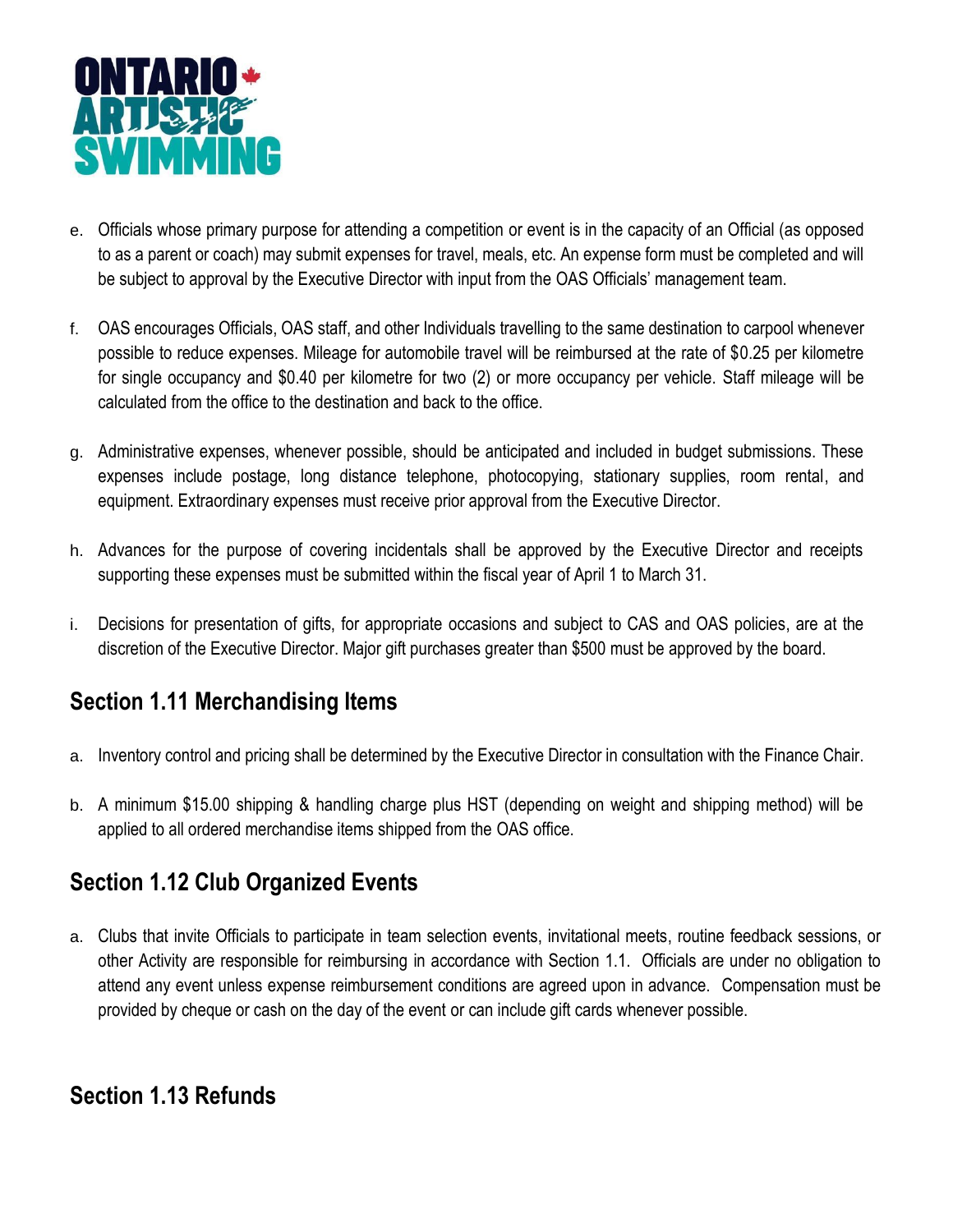e. Officials whose primary purpose for attending a competition or event is in the capacity of an Official (as opposed to as a parent or coach) may submit expenses for travel, meals, etc. An expense form must be completed and will be subject to approval by the Executive Director with input from the OAS Officials' management team.

f. OAS encourages Officials, OAS staff, and other Individuals travelling to the same destination to carpool whenever possible to reduce expenses. Mileage for automobile travel will be reimbursed at the rate of $0.25 per kilometre for single occupancy and $0.40 per kilometre for two (2) or more occupancy per vehicle. Staff mileage will be calculated from the office to the destination and back to the office.

g. Administrative expenses, whenever possible, should be anticipated and included in budget submissions. These expenses include postage, long distance telephone, photocopying, stationary supplies, room rental, and equipment. Extraordinary expenses must receive prior approval from the Executive Director.

h. Advances for the purpose of covering incidentals shall be approved by the Executive Director and receipts supporting these expenses must be submitted within the fiscal year of April 1 to March 31.

i. Decisions for presentation of gifts, for appropriate occasions and subject to CAS and OAS policies, are at the discretion of the Executive Director. Major gift purchases greater than $500 must be approved by the board.

## Section 1.11 Merchandising Items

a. Inventory control and pricing shall be determined by the Executive Director in consultation with the Finance Chair.

b. A minimum $15.00 shipping & handling charge plus HST (depending on weight and shipping method) will be applied to all ordered merchandise items shipped from the OAS office.

## Section 1.12 Club Organized Events

a. Clubs that invite Officials to participate in team selection events, invitational meets, routine feedback sessions, or other Activity are responsible for reimbursing in accordance with Section 1.1. Officials are under no obligation to attend any event unless expense reimbursement conditions are agreed upon in advance. Compensation must be provided by cheque or cash on the day of the event or can include gift cards whenever possible.

## Section 1.13 Refunds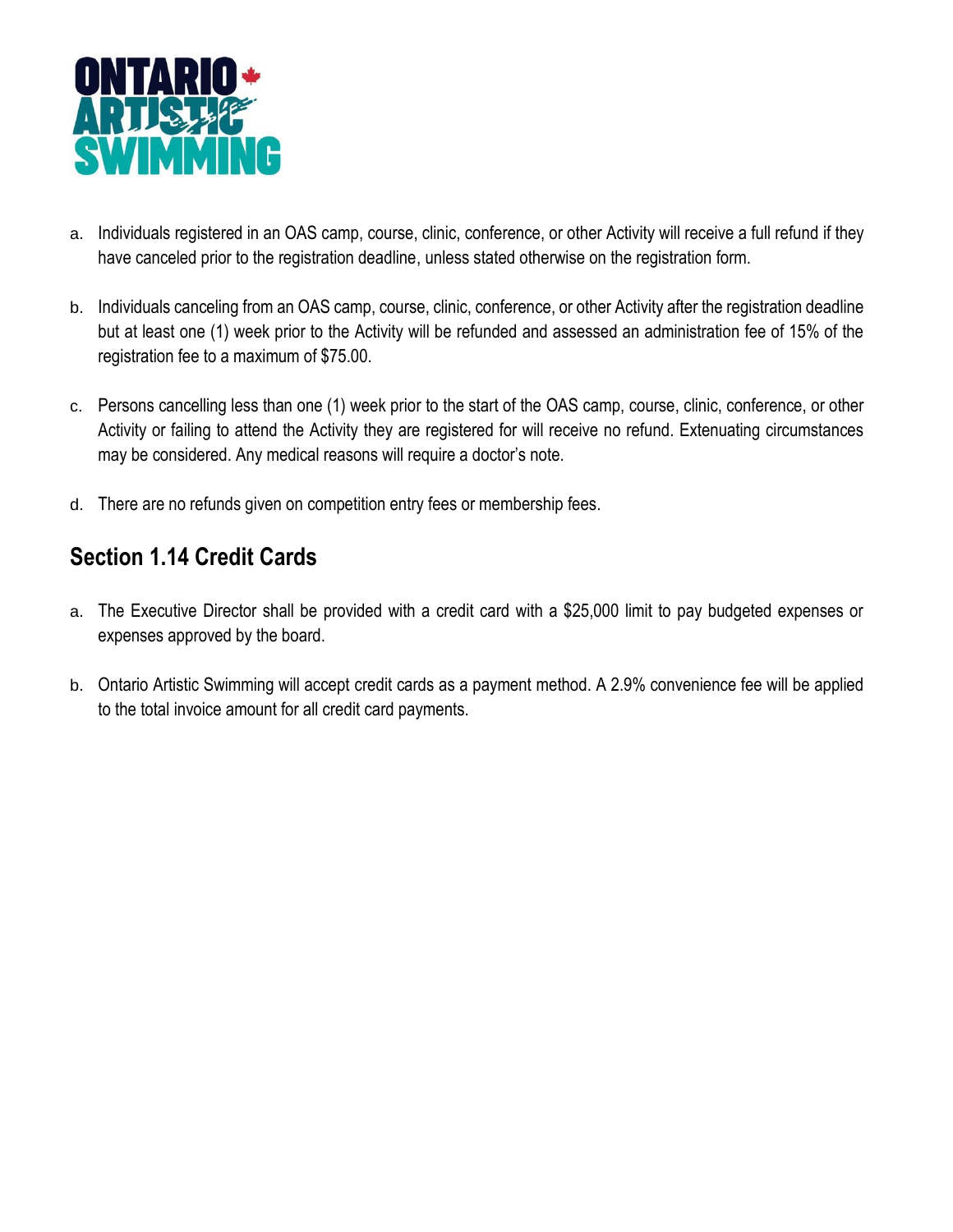a. Individuals registered in an OAS camp, course, clinic, conference, or other Activity will receive a full refund if they have canceled prior to the registration deadline, unless stated otherwise on the registration form.

b. Individuals canceling from an OAS camp, course, clinic, conference, or other Activity after the registration deadline but at least one (1) week prior to the Activity will be refunded and assessed an administration fee of 15% of the registration fee to a maximum of $75.00.

c. Persons cancelling less than one (1) week prior to the start of the OAS camp, course, clinic, conference, or other Activity or failing to attend the Activity they are registered for will receive no refund. Extenuating circumstances may be considered. Any medical reasons will require a doctor's note.

d. There are no refunds given on competition entry fees or membership fees.

## Section 1.14 Credit Cards

a. The Executive Director shall be provided with a credit card with a $25,000 limit to pay budgeted expenses or expenses approved by the board.

b. Ontario Artistic Swimming will accept credit cards as a payment method. A 2.9% convenience fee will be applied to the total invoice amount for all credit card payments.